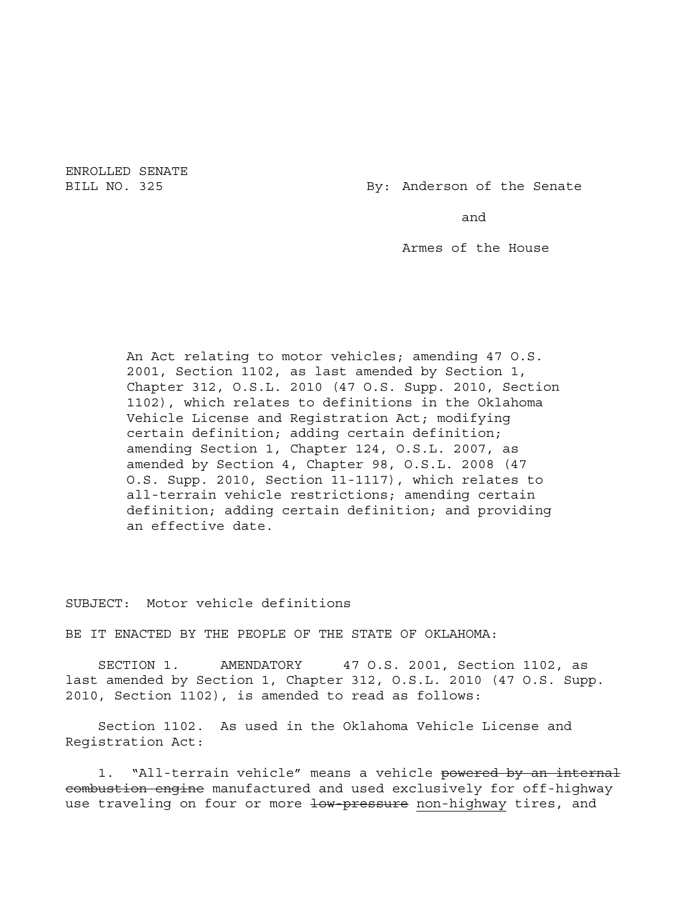ENROLLED SENATE
BILL NO. 325

By: Anderson of the Senate

and

Armes of the House

An Act relating to motor vehicles; amending 47 O.S. 2001, Section 1102, as last amended by Section 1, Chapter 312, O.S.L. 2010 (47 O.S. Supp. 2010, Section 1102), which relates to definitions in the Oklahoma Vehicle License and Registration Act; modifying certain definition; adding certain definition; amending Section 1, Chapter 124, O.S.L. 2007, as amended by Section 4, Chapter 98, O.S.L. 2008 (47 O.S. Supp. 2010, Section 11-1117), which relates to all-terrain vehicle restrictions; amending certain definition; adding certain definition; and providing an effective date.

SUBJECT: Motor vehicle definitions

BE IT ENACTED BY THE PEOPLE OF THE STATE OF OKLAHOMA:

SECTION 1. AMENDATORY 47 O.S. 2001, Section 1102, as last amended by Section 1, Chapter 312, O.S.L. 2010 (47 O.S. Supp. 2010, Section 1102), is amended to read as follows:

Section 1102. As used in the Oklahoma Vehicle License and Registration Act:

1. "All-terrain vehicle" means a vehicle ~~powered by an internal combustion engine~~ manufactured and used exclusively for off-highway use traveling on four or more ~~low-pressure~~ <u>non-highway</u> tires, and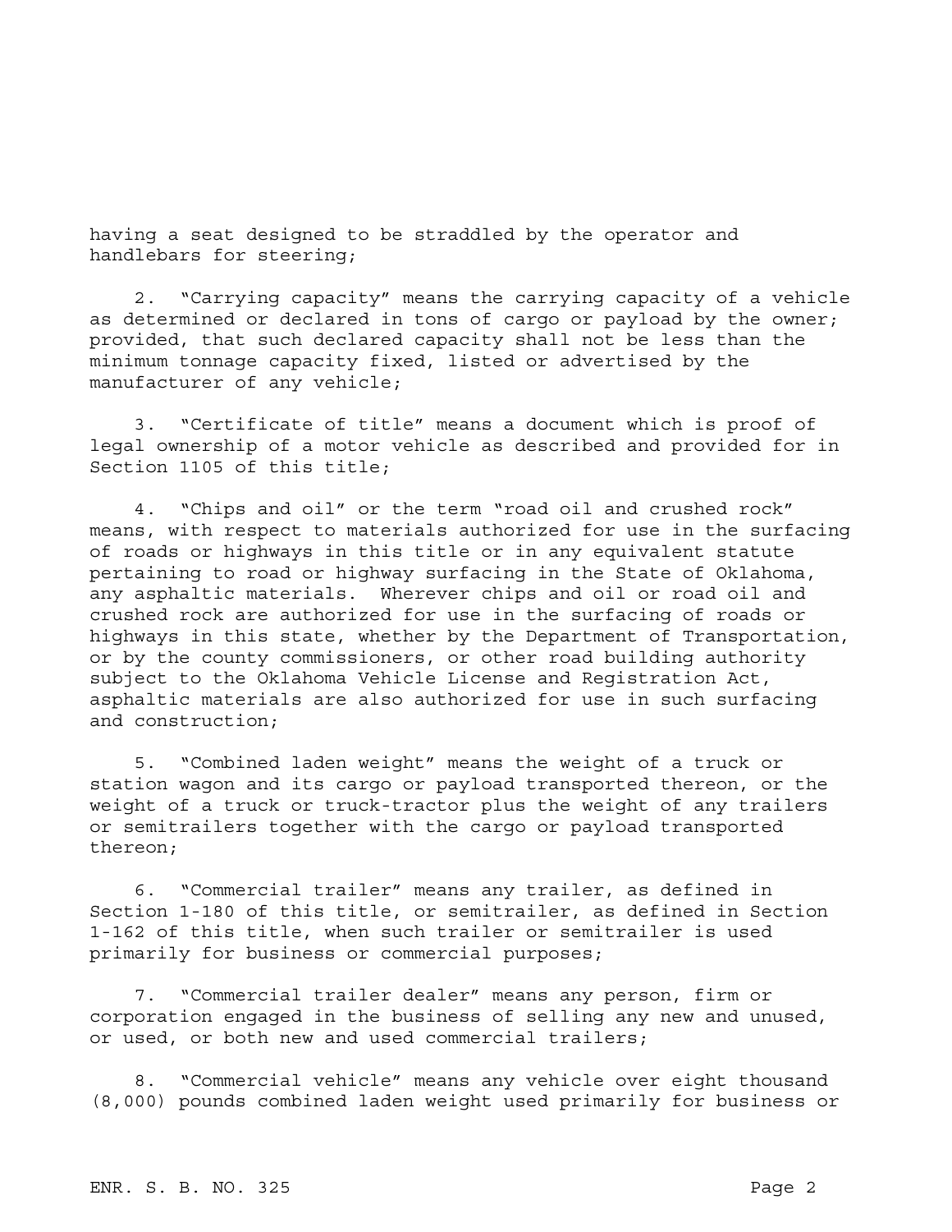having a seat designed to be straddled by the operator and handlebars for steering;

2. "Carrying capacity" means the carrying capacity of a vehicle as determined or declared in tons of cargo or payload by the owner; provided, that such declared capacity shall not be less than the minimum tonnage capacity fixed, listed or advertised by the manufacturer of any vehicle;

3. "Certificate of title" means a document which is proof of legal ownership of a motor vehicle as described and provided for in Section 1105 of this title;

4. "Chips and oil" or the term "road oil and crushed rock" means, with respect to materials authorized for use in the surfacing of roads or highways in this title or in any equivalent statute pertaining to road or highway surfacing in the State of Oklahoma, any asphaltic materials. Wherever chips and oil or road oil and crushed rock are authorized for use in the surfacing of roads or highways in this state, whether by the Department of Transportation, or by the county commissioners, or other road building authority subject to the Oklahoma Vehicle License and Registration Act, asphaltic materials are also authorized for use in such surfacing and construction;

5. "Combined laden weight" means the weight of a truck or station wagon and its cargo or payload transported thereon, or the weight of a truck or truck-tractor plus the weight of any trailers or semitrailers together with the cargo or payload transported thereon;

6. "Commercial trailer" means any trailer, as defined in Section 1-180 of this title, or semitrailer, as defined in Section 1-162 of this title, when such trailer or semitrailer is used primarily for business or commercial purposes;

7. "Commercial trailer dealer" means any person, firm or corporation engaged in the business of selling any new and unused, or used, or both new and used commercial trailers;

8. "Commercial vehicle" means any vehicle over eight thousand (8,000) pounds combined laden weight used primarily for business or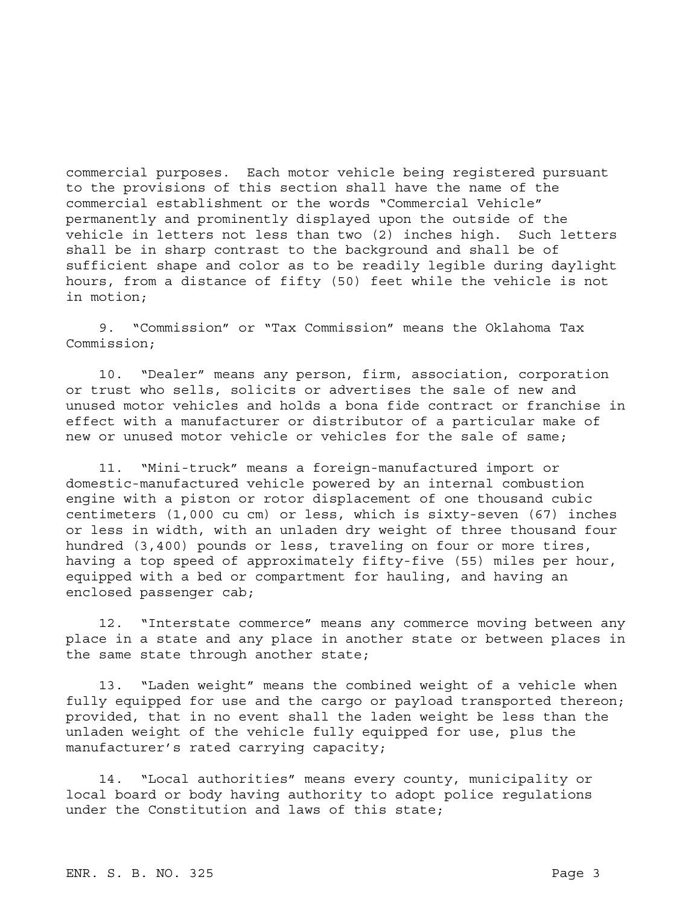commercial purposes. Each motor vehicle being registered pursuant to the provisions of this section shall have the name of the commercial establishment or the words "Commercial Vehicle" permanently and prominently displayed upon the outside of the vehicle in letters not less than two (2) inches high. Such letters shall be in sharp contrast to the background and shall be of sufficient shape and color as to be readily legible during daylight hours, from a distance of fifty (50) feet while the vehicle is not in motion;

9. "Commission" or "Tax Commission" means the Oklahoma Tax Commission;

10. "Dealer" means any person, firm, association, corporation or trust who sells, solicits or advertises the sale of new and unused motor vehicles and holds a bona fide contract or franchise in effect with a manufacturer or distributor of a particular make of new or unused motor vehicle or vehicles for the sale of same;

11. "Mini-truck" means a foreign-manufactured import or domestic-manufactured vehicle powered by an internal combustion engine with a piston or rotor displacement of one thousand cubic centimeters (1,000 cu cm) or less, which is sixty-seven (67) inches or less in width, with an unladen dry weight of three thousand four hundred (3,400) pounds or less, traveling on four or more tires, having a top speed of approximately fifty-five (55) miles per hour, equipped with a bed or compartment for hauling, and having an enclosed passenger cab;

12. "Interstate commerce" means any commerce moving between any place in a state and any place in another state or between places in the same state through another state;

13. "Laden weight" means the combined weight of a vehicle when fully equipped for use and the cargo or payload transported thereon; provided, that in no event shall the laden weight be less than the unladen weight of the vehicle fully equipped for use, plus the manufacturer's rated carrying capacity;

14. "Local authorities" means every county, municipality or local board or body having authority to adopt police regulations under the Constitution and laws of this state;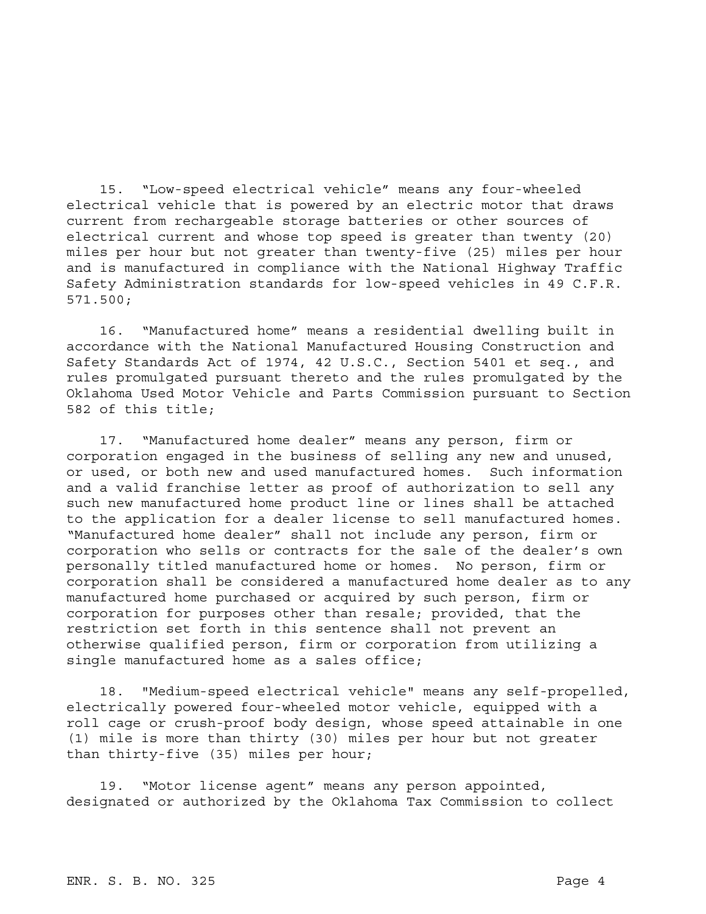15. "Low-speed electrical vehicle" means any four-wheeled electrical vehicle that is powered by an electric motor that draws current from rechargeable storage batteries or other sources of electrical current and whose top speed is greater than twenty (20) miles per hour but not greater than twenty-five (25) miles per hour and is manufactured in compliance with the National Highway Traffic Safety Administration standards for low-speed vehicles in 49 C.F.R. 571.500;

16. "Manufactured home" means a residential dwelling built in accordance with the National Manufactured Housing Construction and Safety Standards Act of 1974, 42 U.S.C., Section 5401 et seq., and rules promulgated pursuant thereto and the rules promulgated by the Oklahoma Used Motor Vehicle and Parts Commission pursuant to Section 582 of this title;

17. "Manufactured home dealer" means any person, firm or corporation engaged in the business of selling any new and unused, or used, or both new and used manufactured homes. Such information and a valid franchise letter as proof of authorization to sell any such new manufactured home product line or lines shall be attached to the application for a dealer license to sell manufactured homes. "Manufactured home dealer" shall not include any person, firm or corporation who sells or contracts for the sale of the dealer's own personally titled manufactured home or homes. No person, firm or corporation shall be considered a manufactured home dealer as to any manufactured home purchased or acquired by such person, firm or corporation for purposes other than resale; provided, that the restriction set forth in this sentence shall not prevent an otherwise qualified person, firm or corporation from utilizing a single manufactured home as a sales office;

18. "Medium-speed electrical vehicle" means any self-propelled, electrically powered four-wheeled motor vehicle, equipped with a roll cage or crush-proof body design, whose speed attainable in one (1) mile is more than thirty (30) miles per hour but not greater than thirty-five (35) miles per hour;

19. "Motor license agent" means any person appointed, designated or authorized by the Oklahoma Tax Commission to collect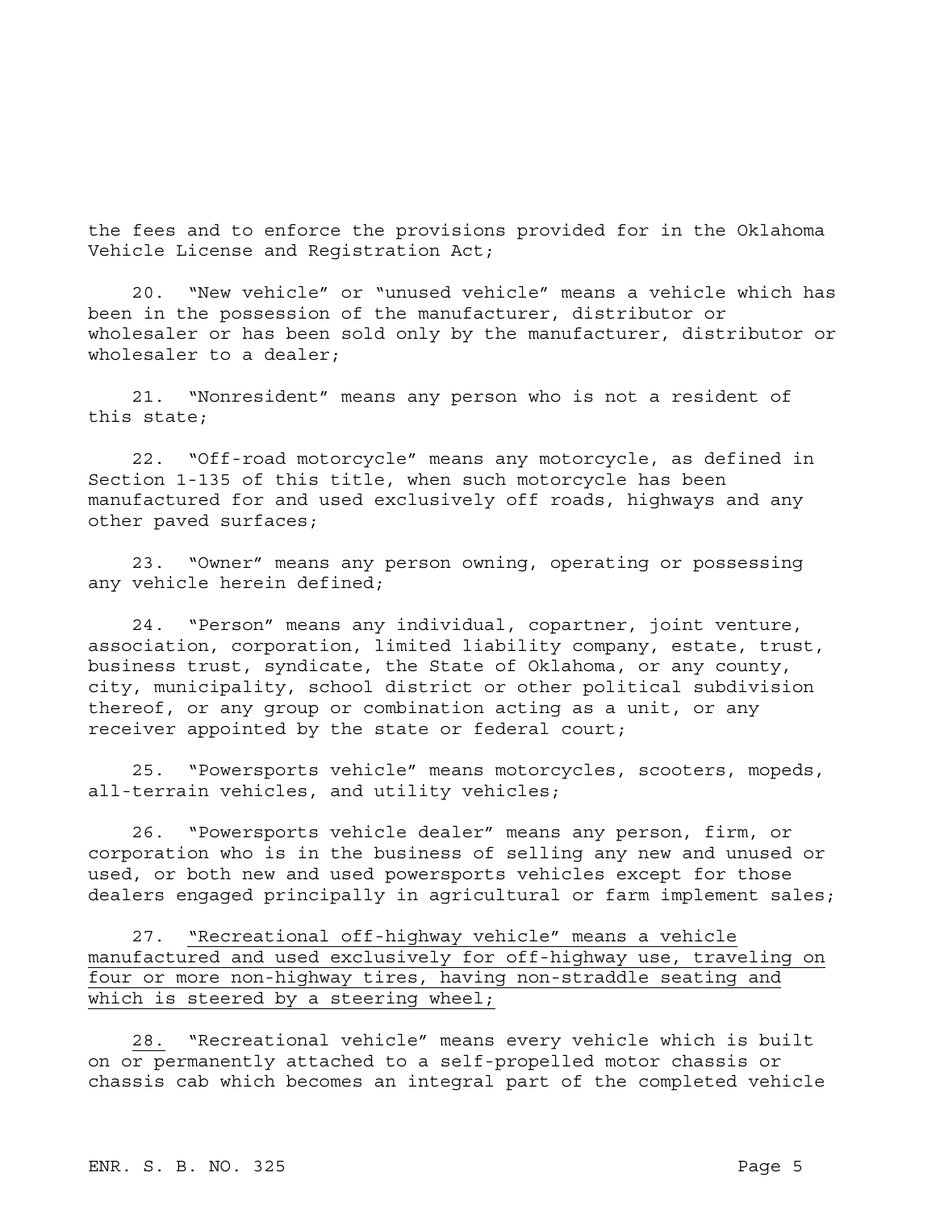the fees and to enforce the provisions provided for in the Oklahoma Vehicle License and Registration Act;

20. "New vehicle" or "unused vehicle" means a vehicle which has been in the possession of the manufacturer, distributor or wholesaler or has been sold only by the manufacturer, distributor or wholesaler to a dealer;

21. "Nonresident" means any person who is not a resident of this state;

22. "Off-road motorcycle" means any motorcycle, as defined in Section 1-135 of this title, when such motorcycle has been manufactured for and used exclusively off roads, highways and any other paved surfaces;

23. "Owner" means any person owning, operating or possessing any vehicle herein defined;

24. "Person" means any individual, copartner, joint venture, association, corporation, limited liability company, estate, trust, business trust, syndicate, the State of Oklahoma, or any county, city, municipality, school district or other political subdivision thereof, or any group or combination acting as a unit, or any receiver appointed by the state or federal court;

25. "Powersports vehicle" means motorcycles, scooters, mopeds, all-terrain vehicles, and utility vehicles;

26. "Powersports vehicle dealer" means any person, firm, or corporation who is in the business of selling any new and unused or used, or both new and used powersports vehicles except for those dealers engaged principally in agricultural or farm implement sales;

27. <u>"Recreational off-highway vehicle" means a vehicle manufactured and used exclusively for off-highway use, traveling on four or more non-highway tires, having non-straddle seating and which is steered by a steering wheel;</u>

<u>28.</u> "Recreational vehicle" means every vehicle which is built on or permanently attached to a self-propelled motor chassis or chassis cab which becomes an integral part of the completed vehicle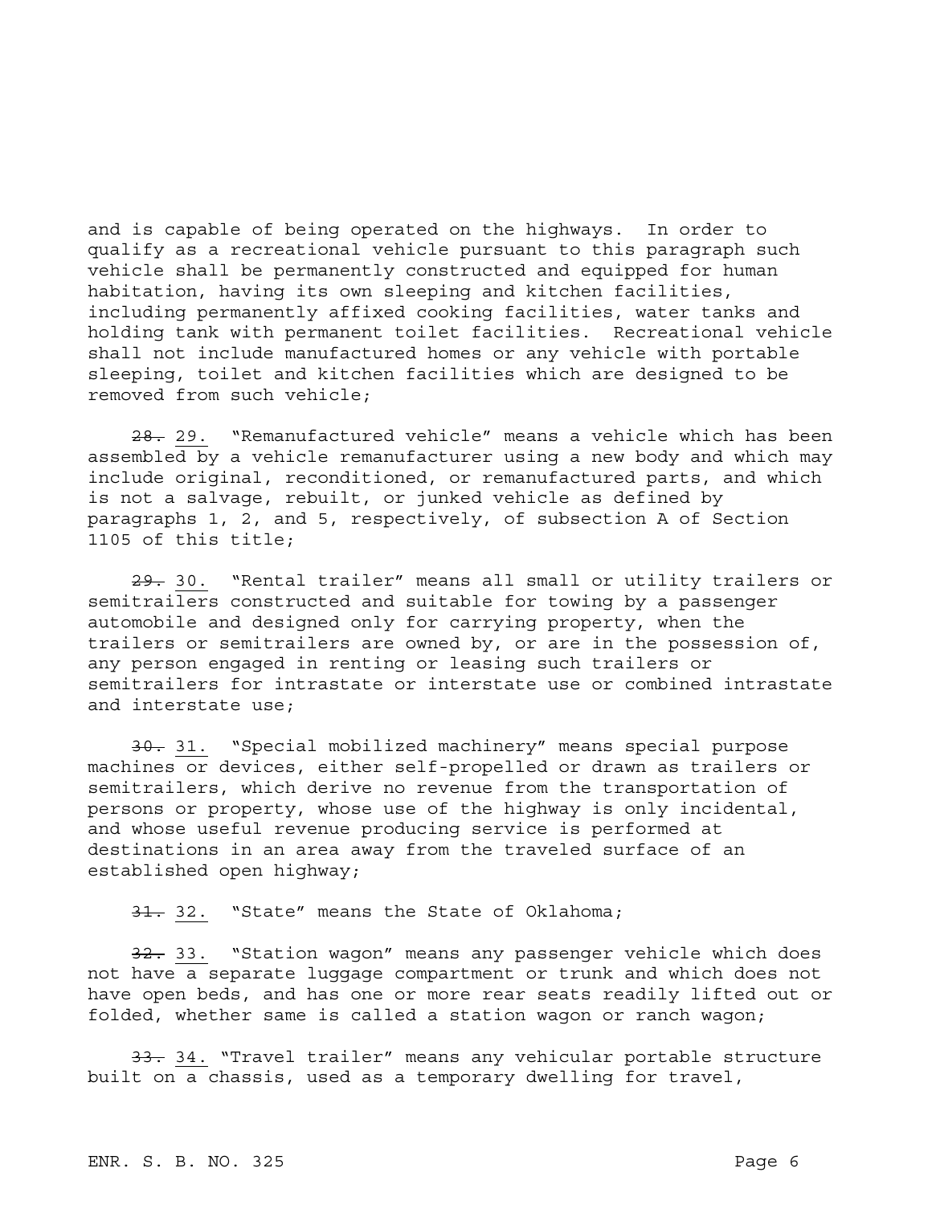and is capable of being operated on the highways. In order to qualify as a recreational vehicle pursuant to this paragraph such vehicle shall be permanently constructed and equipped for human habitation, having its own sleeping and kitchen facilities, including permanently affixed cooking facilities, water tanks and holding tank with permanent toilet facilities. Recreational vehicle shall not include manufactured homes or any vehicle with portable sleeping, toilet and kitchen facilities which are designed to be removed from such vehicle;

~~28.~~ 29. "Remanufactured vehicle" means a vehicle which has been assembled by a vehicle remanufacturer using a new body and which may include original, reconditioned, or remanufactured parts, and which is not a salvage, rebuilt, or junked vehicle as defined by paragraphs 1, 2, and 5, respectively, of subsection A of Section 1105 of this title;

~~29.~~ 30. "Rental trailer" means all small or utility trailers or semitrailers constructed and suitable for towing by a passenger automobile and designed only for carrying property, when the trailers or semitrailers are owned by, or are in the possession of, any person engaged in renting or leasing such trailers or semitrailers for intrastate or interstate use or combined intrastate and interstate use;

~~30.~~ 31. "Special mobilized machinery" means special purpose machines or devices, either self-propelled or drawn as trailers or semitrailers, which derive no revenue from the transportation of persons or property, whose use of the highway is only incidental, and whose useful revenue producing service is performed at destinations in an area away from the traveled surface of an established open highway;

~~31.~~ 32. "State" means the State of Oklahoma;

~~32.~~ 33. "Station wagon" means any passenger vehicle which does not have a separate luggage compartment or trunk and which does not have open beds, and has one or more rear seats readily lifted out or folded, whether same is called a station wagon or ranch wagon;

~~33.~~ 34. "Travel trailer" means any vehicular portable structure built on a chassis, used as a temporary dwelling for travel,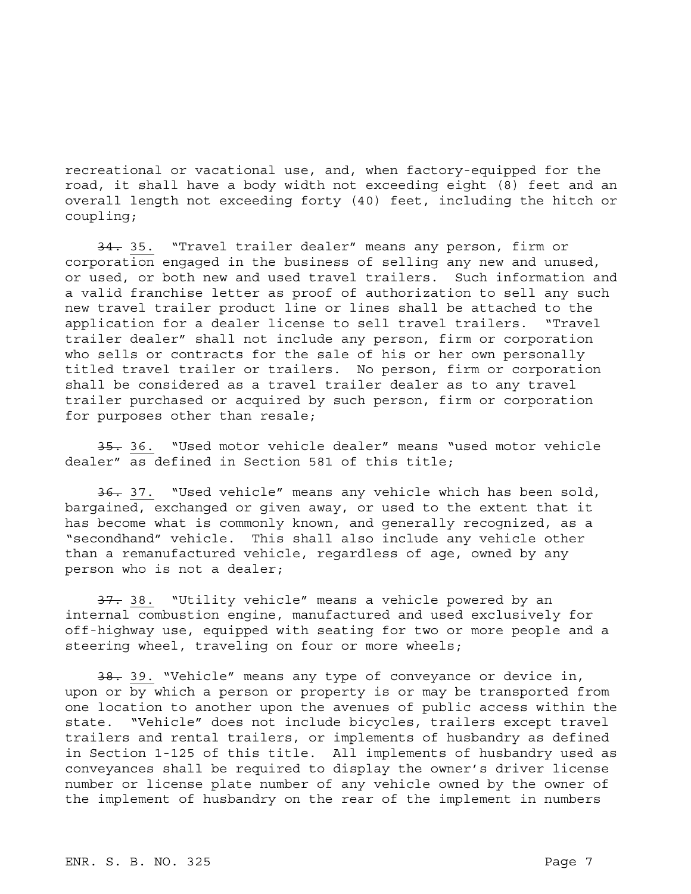recreational or vacational use, and, when factory-equipped for the road, it shall have a body width not exceeding eight (8) feet and an overall length not exceeding forty (40) feet, including the hitch or coupling;

~~34.~~ <u>35.</u> "Travel trailer dealer" means any person, firm or corporation engaged in the business of selling any new and unused, or used, or both new and used travel trailers. Such information and a valid franchise letter as proof of authorization to sell any such new travel trailer product line or lines shall be attached to the application for a dealer license to sell travel trailers. "Travel trailer dealer" shall not include any person, firm or corporation who sells or contracts for the sale of his or her own personally titled travel trailer or trailers. No person, firm or corporation shall be considered as a travel trailer dealer as to any travel trailer purchased or acquired by such person, firm or corporation for purposes other than resale;

~~35.~~ <u>36.</u> "Used motor vehicle dealer" means "used motor vehicle dealer" as defined in Section 581 of this title;

~~36.~~ <u>37.</u> "Used vehicle" means any vehicle which has been sold, bargained, exchanged or given away, or used to the extent that it has become what is commonly known, and generally recognized, as a "secondhand" vehicle. This shall also include any vehicle other than a remanufactured vehicle, regardless of age, owned by any person who is not a dealer;

~~37.~~ <u>38.</u> "Utility vehicle" means a vehicle powered by an internal combustion engine, manufactured and used exclusively for off-highway use, equipped with seating for two or more people and a steering wheel, traveling on four or more wheels;

~~38.~~ <u>39.</u> "Vehicle" means any type of conveyance or device in, upon or by which a person or property is or may be transported from one location to another upon the avenues of public access within the state. "Vehicle" does not include bicycles, trailers except travel trailers and rental trailers, or implements of husbandry as defined in Section 1-125 of this title. All implements of husbandry used as conveyances shall be required to display the owner's driver license number or license plate number of any vehicle owned by the owner of the implement of husbandry on the rear of the implement in numbers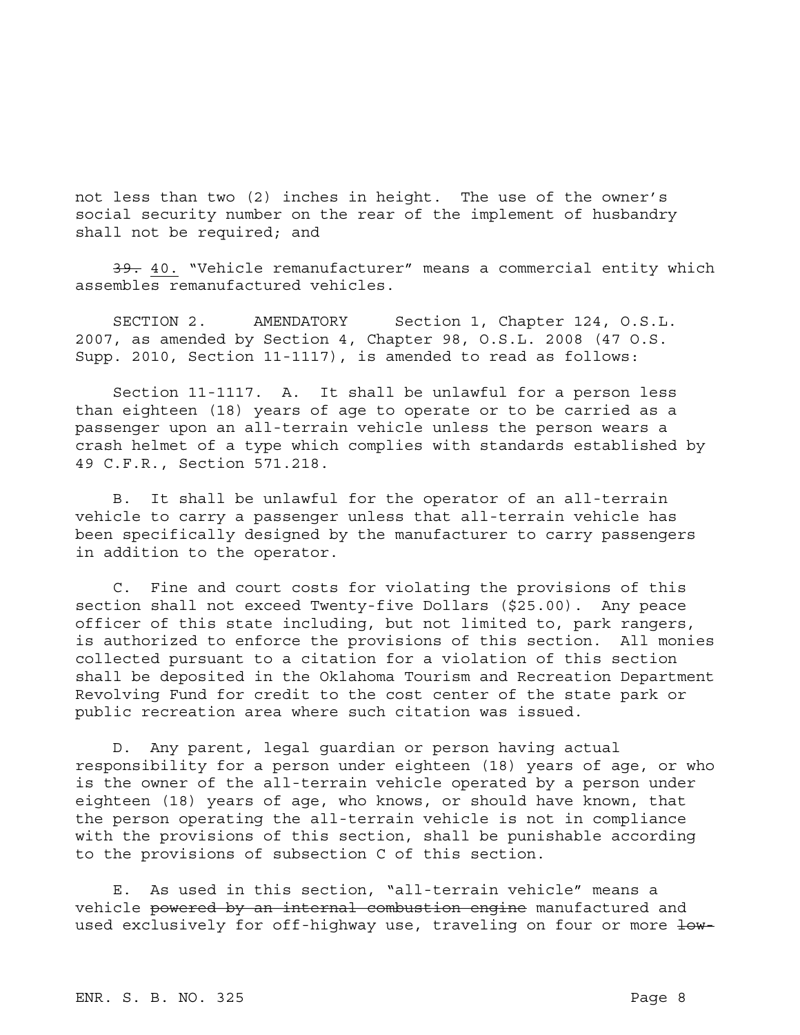not less than two (2) inches in height. The use of the owner's social security number on the rear of the implement of husbandry shall not be required; and

~~39.~~ 40. "Vehicle remanufacturer" means a commercial entity which assembles remanufactured vehicles.

SECTION 2. AMENDATORY Section 1, Chapter 124, O.S.L. 2007, as amended by Section 4, Chapter 98, O.S.L. 2008 (47 O.S. Supp. 2010, Section 11-1117), is amended to read as follows:

Section 11-1117. A. It shall be unlawful for a person less than eighteen (18) years of age to operate or to be carried as a passenger upon an all-terrain vehicle unless the person wears a crash helmet of a type which complies with standards established by 49 C.F.R., Section 571.218.

B. It shall be unlawful for the operator of an all-terrain vehicle to carry a passenger unless that all-terrain vehicle has been specifically designed by the manufacturer to carry passengers in addition to the operator.

C. Fine and court costs for violating the provisions of this section shall not exceed Twenty-five Dollars ($25.00). Any peace officer of this state including, but not limited to, park rangers, is authorized to enforce the provisions of this section. All monies collected pursuant to a citation for a violation of this section shall be deposited in the Oklahoma Tourism and Recreation Department Revolving Fund for credit to the cost center of the state park or public recreation area where such citation was issued.

D. Any parent, legal guardian or person having actual responsibility for a person under eighteen (18) years of age, or who is the owner of the all-terrain vehicle operated by a person under eighteen (18) years of age, who knows, or should have known, that the person operating the all-terrain vehicle is not in compliance with the provisions of this section, shall be punishable according to the provisions of subsection C of this section.

E. As used in this section, "all-terrain vehicle" means a vehicle ~~powered by an internal combustion engine~~ manufactured and used exclusively for off-highway use, traveling on four or more ~~low-~~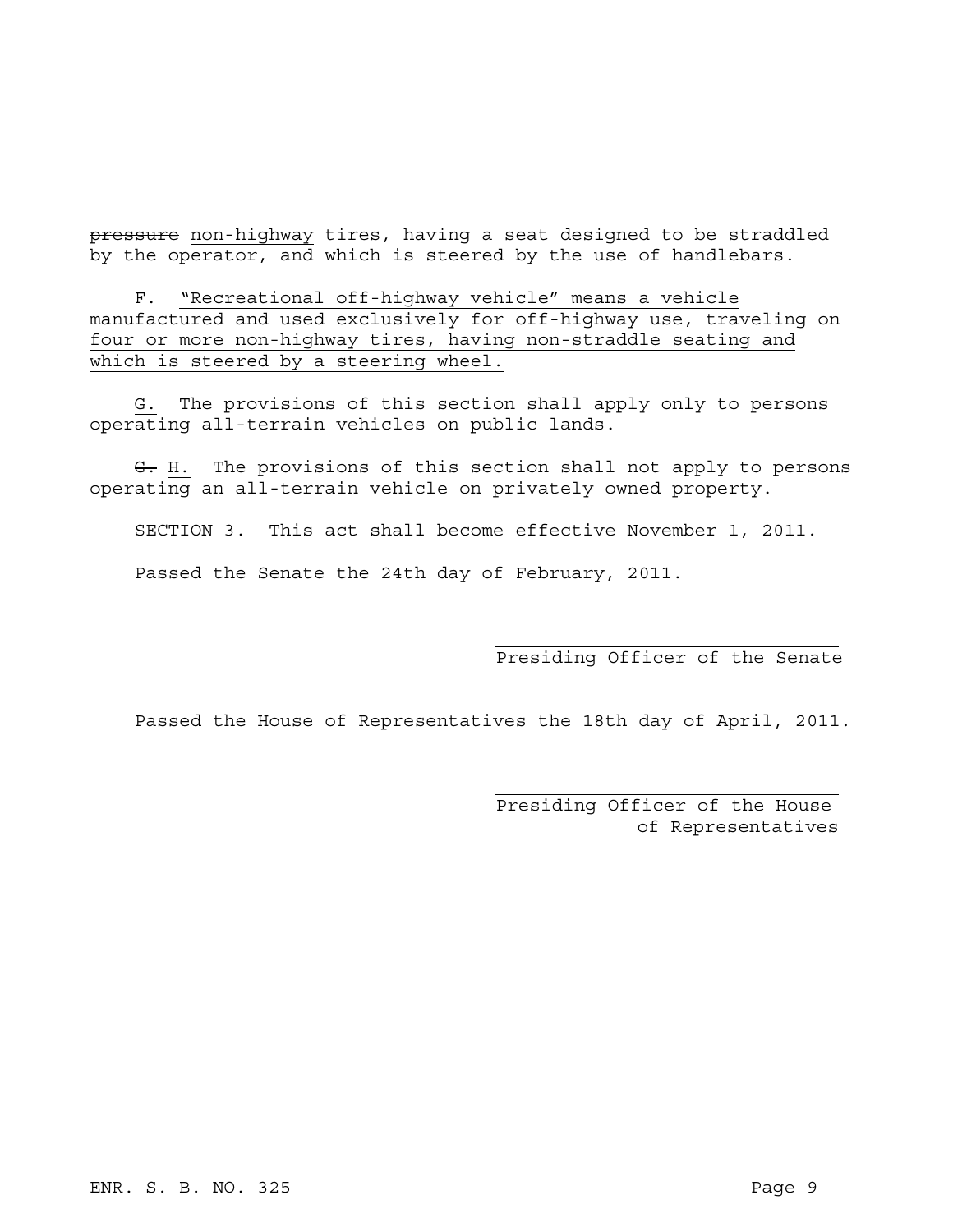~~pressure~~ non-highway tires, having a seat designed to be straddled by the operator, and which is steered by the use of handlebars.

F. "Recreational off-highway vehicle" means a vehicle manufactured and used exclusively for off-highway use, traveling on four or more non-highway tires, having non-straddle seating and which is steered by a steering wheel.

G. The provisions of this section shall apply only to persons operating all-terrain vehicles on public lands.

~~G.~~ H. The provisions of this section shall not apply to persons operating an all-terrain vehicle on privately owned property.

SECTION 3. This act shall become effective November 1, 2011.

Passed the Senate the 24th day of February, 2011.

Presiding Officer of the Senate

Passed the House of Representatives the 18th day of April, 2011.

Presiding Officer of the House of Representatives